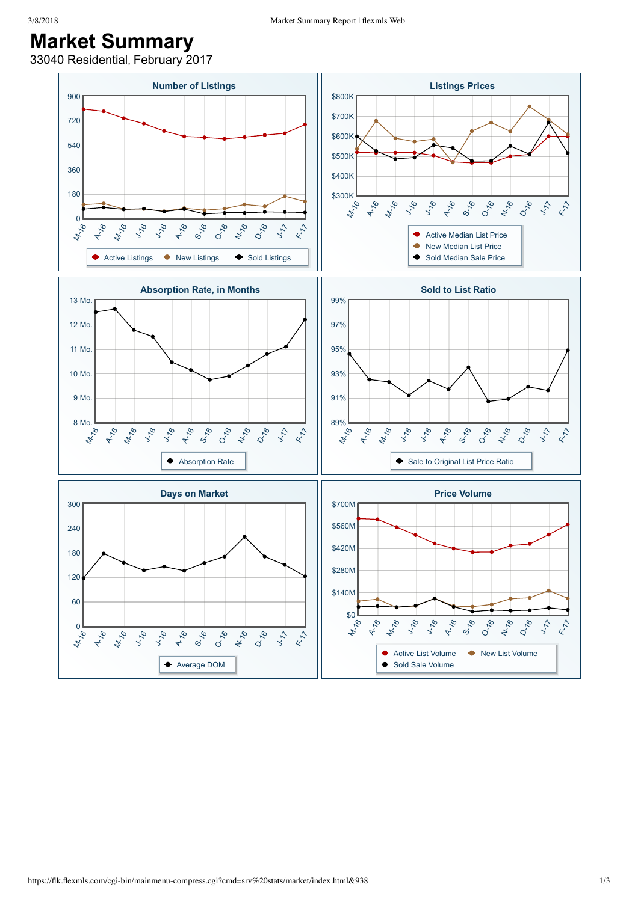# Market Summary

33040 Residential, February 2017

## Number of Listings

Y-axis: 0, 180, 360, 540, 720, 900

X-axis: M-16, A-16, M-16, J-16, J-16, A-16, S-16, O-16, N-16, D-16, J-17, F-17

Legend: Active Listings, New Listings, Sold Listings

## Listings Prices

Y-axis: $300K, $400K, $500K, $600K, $700K, $800K

X-axis: M-16, A-16, M-16, J-16, J-16, A-16, S-16, O-16, N-16, D-16, J-17, F-17

Legend: Active Median List Price, New Median List Price, Sold Median Sale Price

## Absorption Rate, in Months

Y-axis: 8 Mo., 9 Mo., 10 Mo., 11 Mo., 12 Mo., 13 Mo.

X-axis: M-16, A-16, M-16, J-16, J-16, A-16, S-16, O-16, N-16, D-16, J-17, F-17

Legend: Absorption Rate

## Sold to List Ratio

Y-axis: 89%, 91%, 93%, 95%, 97%, 99%

X-axis: M-16, A-16, M-16, J-16, J-16, A-16, S-16, O-16, N-16, D-16, J-17, F-17

Legend: Sale to Original List Price Ratio

## Days on Market

Y-axis: 0, 60, 120, 180, 240, 300

X-axis: M-16, A-16, M-16, J-16, J-16, A-16, S-16, O-16, N-16, D-16, J-17, F-17

Legend: Average DOM

## Price Volume

Y-axis: $0, $140M, $280M, $420M, $560M, $700M

X-axis: M-16, A-16, M-16, J-16, J-16, A-16, S-16, O-16, N-16, D-16, J-17, F-17

Legend: Active List Volume, New List Volume, Sold Sale Volume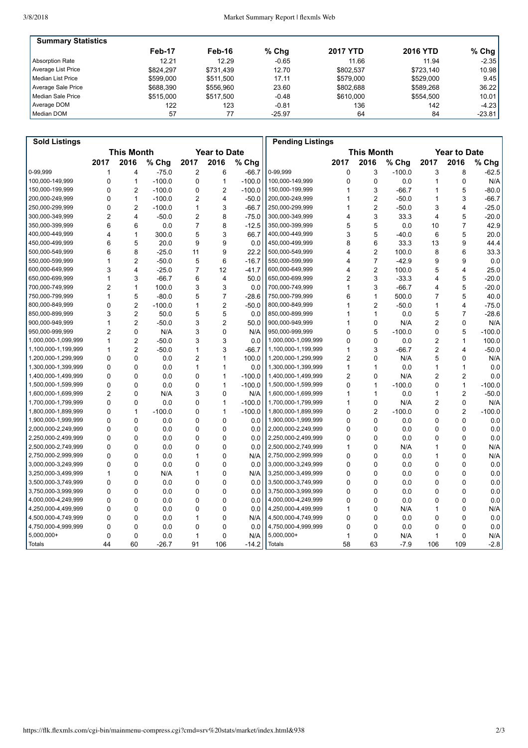## Summary Statistics

| | Feb-17 | Feb-16 | % Chg | 2017 YTD | 2016 YTD | % Chg |
|---|---|---|---|---|---|---|
| Absorption Rate | 12.21 | 12.29 | -0.65 | 11.66 | 11.94 | -2.35 |
| Average List Price | $824,297 | $731,439 | 12.70 | $802,537 | $723,140 | 10.98 |
| Median List Price | $599,000 | $511,500 | 17.11 | $579,000 | $529,000 | 9.45 |
| Average Sale Price | $688,390 | $556,960 | 23.60 | $802,688 | $589,268 | 36.22 |
| Median Sale Price | $515,000 | $517,500 | -0.48 | $610,000 | $554,500 | 10.01 |
| Average DOM | 122 | 123 | -0.81 | 136 | 142 | -4.23 |
| Median DOM | 57 | 77 | -25.97 | 64 | 84 | -23.81 |

## Sold Listings

| | This Month | | | Year to Date | | |
|---|---|---|---|---|---|---|
| | 2017 | 2016 | % Chg | 2017 | 2016 | % Chg |
| 0-99,999 | 1 | 4 | -75.0 | 2 | 6 | -66.7 |
| 100,000-149,999 | 0 | 1 | -100.0 | 0 | 1 | -100.0 |
| 150,000-199,999 | 0 | 2 | -100.0 | 0 | 2 | -100.0 |
| 200,000-249,999 | 0 | 1 | -100.0 | 2 | 4 | -50.0 |
| 250,000-299,999 | 0 | 2 | -100.0 | 1 | 3 | -66.7 |
| 300,000-349,999 | 2 | 4 | -50.0 | 2 | 8 | -75.0 |
| 350,000-399,999 | 6 | 6 | 0.0 | 7 | 8 | -12.5 |
| 400,000-449,999 | 4 | 1 | 300.0 | 5 | 3 | 66.7 |
| 450,000-499,999 | 6 | 5 | 20.0 | 9 | 9 | 0.0 |
| 500,000-549,999 | 6 | 8 | -25.0 | 11 | 9 | 22.2 |
| 550,000-599,999 | 1 | 2 | -50.0 | 5 | 6 | -16.7 |
| 600,000-649,999 | 3 | 4 | -25.0 | 7 | 12 | -41.7 |
| 650,000-699,999 | 1 | 3 | -66.7 | 6 | 4 | 50.0 |
| 700,000-749,999 | 2 | 1 | 100.0 | 3 | 3 | 0.0 |
| 750,000-799,999 | 1 | 5 | -80.0 | 5 | 7 | -28.6 |
| 800,000-849,999 | 0 | 2 | -100.0 | 1 | 2 | -50.0 |
| 850,000-899,999 | 3 | 2 | 50.0 | 5 | 5 | 0.0 |
| 900,000-949,999 | 1 | 2 | -50.0 | 3 | 2 | 50.0 |
| 950,000-999,999 | 2 | 0 | N/A | 3 | 0 | N/A |
| 1,000,000-1,099,999 | 1 | 2 | -50.0 | 3 | 3 | 0.0 |
| 1,100,000-1,199,999 | 1 | 2 | -50.0 | 1 | 3 | -66.7 |
| 1,200,000-1,299,999 | 0 | 0 | 0.0 | 2 | 1 | 100.0 |
| 1,300,000-1,399,999 | 0 | 0 | 0.0 | 1 | 1 | 0.0 |
| 1,400,000-1,499,999 | 0 | 0 | 0.0 | 0 | 1 | -100.0 |
| 1,500,000-1,599,999 | 0 | 0 | 0.0 | 0 | 1 | -100.0 |
| 1,600,000-1,699,999 | 2 | 0 | N/A | 3 | 0 | N/A |
| 1,700,000-1,799,999 | 0 | 0 | 0.0 | 0 | 1 | -100.0 |
| 1,800,000-1,899,999 | 0 | 1 | -100.0 | 0 | 1 | -100.0 |
| 1,900,000-1,999,999 | 0 | 0 | 0.0 | 0 | 0 | 0.0 |
| 2,000,000-2,249,999 | 0 | 0 | 0.0 | 0 | 0 | 0.0 |
| 2,250,000-2,499,999 | 0 | 0 | 0.0 | 0 | 0 | 0.0 |
| 2,500,000-2,749,999 | 0 | 0 | 0.0 | 0 | 0 | 0.0 |
| 2,750,000-2,999,999 | 0 | 0 | 0.0 | 1 | 0 | N/A |
| 3,000,000-3,249,999 | 0 | 0 | 0.0 | 0 | 0 | 0.0 |
| 3,250,000-3,499,999 | 1 | 0 | N/A | 1 | 0 | N/A |
| 3,500,000-3,749,999 | 0 | 0 | 0.0 | 0 | 0 | 0.0 |
| 3,750,000-3,999,999 | 0 | 0 | 0.0 | 0 | 0 | 0.0 |
| 4,000,000-4,249,999 | 0 | 0 | 0.0 | 0 | 0 | 0.0 |
| 4,250,000-4,499,999 | 0 | 0 | 0.0 | 0 | 0 | 0.0 |
| 4,500,000-4,749,999 | 0 | 0 | 0.0 | 1 | 0 | N/A |
| 4,750,000-4,999,999 | 0 | 0 | 0.0 | 0 | 0 | 0.0 |
| 5,000,000+ | 0 | 0 | 0.0 | 1 | 0 | N/A |
| Totals | 44 | 60 | -26.7 | 91 | 106 | -14.2 |

## Pending Listings

| | This Month | | | Year to Date | | |
|---|---|---|---|---|---|---|
| | 2017 | 2016 | % Chg | 2017 | 2016 | % Chg |
| 0-99,999 | 0 | 3 | -100.0 | 3 | 8 | -62.5 |
| 100,000-149,999 | 0 | 0 | 0.0 | 1 | 0 | N/A |
| 150,000-199,999 | 1 | 3 | -66.7 | 1 | 5 | -80.0 |
| 200,000-249,999 | 1 | 2 | -50.0 | 1 | 3 | -66.7 |
| 250,000-299,999 | 1 | 2 | -50.0 | 3 | 4 | -25.0 |
| 300,000-349,999 | 4 | 3 | 33.3 | 4 | 5 | -20.0 |
| 350,000-399,999 | 5 | 5 | 0.0 | 10 | 7 | 42.9 |
| 400,000-449,999 | 3 | 5 | -40.0 | 6 | 5 | 20.0 |
| 450,000-499,999 | 8 | 6 | 33.3 | 13 | 9 | 44.4 |
| 500,000-549,999 | 4 | 2 | 100.0 | 8 | 6 | 33.3 |
| 550,000-599,999 | 4 | 7 | -42.9 | 9 | 9 | 0.0 |
| 600,000-649,999 | 4 | 2 | 100.0 | 5 | 4 | 25.0 |
| 650,000-699,999 | 2 | 3 | -33.3 | 4 | 5 | -20.0 |
| 700,000-749,999 | 1 | 3 | -66.7 | 4 | 5 | -20.0 |
| 750,000-799,999 | 6 | 1 | 500.0 | 7 | 5 | 40.0 |
| 800,000-849,999 | 1 | 2 | -50.0 | 1 | 4 | -75.0 |
| 850,000-899,999 | 1 | 1 | 0.0 | 5 | 7 | -28.6 |
| 900,000-949,999 | 1 | 0 | N/A | 2 | 0 | N/A |
| 950,000-999,999 | 0 | 5 | -100.0 | 0 | 5 | -100.0 |
| 1,000,000-1,099,999 | 0 | 0 | 0.0 | 2 | 1 | 100.0 |
| 1,100,000-1,199,999 | 1 | 3 | -66.7 | 2 | 4 | -50.0 |
| 1,200,000-1,299,999 | 2 | 0 | N/A | 5 | 0 | N/A |
| 1,300,000-1,399,999 | 1 | 1 | 0.0 | 1 | 1 | 0.0 |
| 1,400,000-1,499,999 | 2 | 0 | N/A | 2 | 2 | 0.0 |
| 1,500,000-1,599,999 | 0 | 1 | -100.0 | 0 | 1 | -100.0 |
| 1,600,000-1,699,999 | 1 | 1 | 0.0 | 1 | 2 | -50.0 |
| 1,700,000-1,799,999 | 1 | 0 | N/A | 2 | 0 | N/A |
| 1,800,000-1,899,999 | 0 | 2 | -100.0 | 0 | 2 | -100.0 |
| 1,900,000-1,999,999 | 0 | 0 | 0.0 | 0 | 0 | 0.0 |
| 2,000,000-2,249,999 | 0 | 0 | 0.0 | 0 | 0 | 0.0 |
| 2,250,000-2,499,999 | 0 | 0 | 0.0 | 0 | 0 | 0.0 |
| 2,500,000-2,749,999 | 1 | 0 | N/A | 1 | 0 | N/A |
| 2,750,000-2,999,999 | 0 | 0 | 0.0 | 1 | 0 | N/A |
| 3,000,000-3,249,999 | 0 | 0 | 0.0 | 0 | 0 | 0.0 |
| 3,250,000-3,499,999 | 0 | 0 | 0.0 | 0 | 0 | 0.0 |
| 3,500,000-3,749,999 | 0 | 0 | 0.0 | 0 | 0 | 0.0 |
| 3,750,000-3,999,999 | 0 | 0 | 0.0 | 0 | 0 | 0.0 |
| 4,000,000-4,249,999 | 0 | 0 | 0.0 | 0 | 0 | 0.0 |
| 4,250,000-4,499,999 | 1 | 0 | N/A | 1 | 0 | N/A |
| 4,500,000-4,749,999 | 0 | 0 | 0.0 | 0 | 0 | 0.0 |
| 4,750,000-4,999,999 | 0 | 0 | 0.0 | 0 | 0 | 0.0 |
| 5,000,000+ | 1 | 0 | N/A | 1 | 0 | N/A |
| Totals | 58 | 63 | -7.9 | 106 | 109 | -2.8 |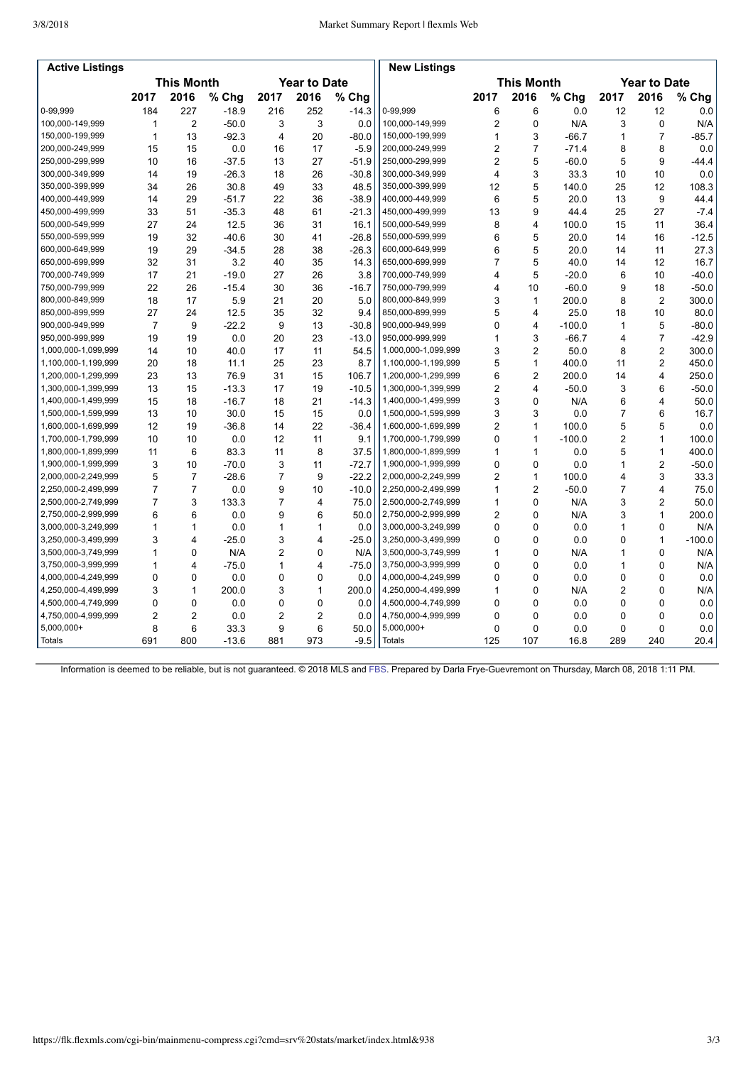## Active Listings

| | This Month | | | Year to Date | | |
|---|---|---|---|---|---|---|
| | 2017 | 2016 | % Chg | 2017 | 2016 | % Chg |
| 0-99,999 | 184 | 227 | -18.9 | 216 | 252 | -14.3 |
| 100,000-149,999 | 1 | 2 | -50.0 | 3 | 3 | 0.0 |
| 150,000-199,999 | 1 | 13 | -92.3 | 4 | 20 | -80.0 |
| 200,000-249,999 | 15 | 15 | 0.0 | 16 | 17 | -5.9 |
| 250,000-299,999 | 10 | 16 | -37.5 | 13 | 27 | -51.9 |
| 300,000-349,999 | 14 | 19 | -26.3 | 18 | 26 | -30.8 |
| 350,000-399,999 | 34 | 26 | 30.8 | 49 | 33 | 48.5 |
| 400,000-449,999 | 14 | 29 | -51.7 | 22 | 36 | -38.9 |
| 450,000-499,999 | 33 | 51 | -35.3 | 48 | 61 | -21.3 |
| 500,000-549,999 | 27 | 24 | 12.5 | 36 | 31 | 16.1 |
| 550,000-599,999 | 19 | 32 | -40.6 | 30 | 41 | -26.8 |
| 600,000-649,999 | 19 | 29 | -34.5 | 28 | 38 | -26.3 |
| 650,000-699,999 | 32 | 31 | 3.2 | 40 | 35 | 14.3 |
| 700,000-749,999 | 17 | 21 | -19.0 | 27 | 26 | 3.8 |
| 750,000-799,999 | 22 | 26 | -15.4 | 30 | 36 | -16.7 |
| 800,000-849,999 | 18 | 17 | 5.9 | 21 | 20 | 5.0 |
| 850,000-899,999 | 27 | 24 | 12.5 | 35 | 32 | 9.4 |
| 900,000-949,999 | 7 | 9 | -22.2 | 9 | 13 | -30.8 |
| 950,000-999,999 | 19 | 19 | 0.0 | 20 | 23 | -13.0 |
| 1,000,000-1,099,999 | 14 | 10 | 40.0 | 17 | 11 | 54.5 |
| 1,100,000-1,199,999 | 20 | 18 | 11.1 | 25 | 23 | 8.7 |
| 1,200,000-1,299,999 | 23 | 13 | 76.9 | 31 | 15 | 106.7 |
| 1,300,000-1,399,999 | 13 | 15 | -13.3 | 17 | 19 | -10.5 |
| 1,400,000-1,499,999 | 15 | 18 | -16.7 | 18 | 21 | -14.3 |
| 1,500,000-1,599,999 | 13 | 10 | 30.0 | 15 | 15 | 0.0 |
| 1,600,000-1,699,999 | 12 | 19 | -36.8 | 14 | 22 | -36.4 |
| 1,700,000-1,799,999 | 10 | 10 | 0.0 | 12 | 11 | 9.1 |
| 1,800,000-1,899,999 | 11 | 6 | 83.3 | 11 | 8 | 37.5 |
| 1,900,000-1,999,999 | 3 | 10 | -70.0 | 3 | 11 | -72.7 |
| 2,000,000-2,249,999 | 5 | 7 | -28.6 | 7 | 9 | -22.2 |
| 2,250,000-2,499,999 | 7 | 7 | 0.0 | 9 | 10 | -10.0 |
| 2,500,000-2,749,999 | 7 | 3 | 133.3 | 7 | 4 | 75.0 |
| 2,750,000-2,999,999 | 6 | 6 | 0.0 | 9 | 6 | 50.0 |
| 3,000,000-3,249,999 | 1 | 1 | 0.0 | 1 | 1 | 0.0 |
| 3,250,000-3,499,999 | 3 | 4 | -25.0 | 3 | 4 | -25.0 |
| 3,500,000-3,749,999 | 1 | 0 | N/A | 2 | 0 | N/A |
| 3,750,000-3,999,999 | 1 | 4 | -75.0 | 1 | 4 | -75.0 |
| 4,000,000-4,249,999 | 0 | 0 | 0.0 | 0 | 0 | 0.0 |
| 4,250,000-4,499,999 | 3 | 1 | 200.0 | 3 | 1 | 200.0 |
| 4,500,000-4,749,999 | 0 | 0 | 0.0 | 0 | 0 | 0.0 |
| 4,750,000-4,999,999 | 2 | 2 | 0.0 | 2 | 2 | 0.0 |
| 5,000,000+ | 8 | 6 | 33.3 | 9 | 6 | 50.0 |
| Totals | 691 | 800 | -13.6 | 881 | 973 | -9.5 |

## New Listings

| | This Month | | | Year to Date | | |
|---|---|---|---|---|---|---|
| | 2017 | 2016 | % Chg | 2017 | 2016 | % Chg |
| 0-99,999 | 6 | 6 | 0.0 | 12 | 12 | 0.0 |
| 100,000-149,999 | 2 | 0 | N/A | 3 | 0 | N/A |
| 150,000-199,999 | 1 | 3 | -66.7 | 1 | 7 | -85.7 |
| 200,000-249,999 | 2 | 7 | -71.4 | 8 | 8 | 0.0 |
| 250,000-299,999 | 2 | 5 | -60.0 | 5 | 9 | -44.4 |
| 300,000-349,999 | 4 | 3 | 33.3 | 10 | 10 | 0.0 |
| 350,000-399,999 | 12 | 5 | 140.0 | 25 | 12 | 108.3 |
| 400,000-449,999 | 6 | 5 | 20.0 | 13 | 9 | 44.4 |
| 450,000-499,999 | 13 | 9 | 44.4 | 25 | 27 | -7.4 |
| 500,000-549,999 | 8 | 4 | 100.0 | 15 | 11 | 36.4 |
| 550,000-599,999 | 6 | 5 | 20.0 | 14 | 16 | -12.5 |
| 600,000-649,999 | 6 | 5 | 20.0 | 14 | 11 | 27.3 |
| 650,000-699,999 | 7 | 5 | 40.0 | 14 | 12 | 16.7 |
| 700,000-749,999 | 4 | 5 | -20.0 | 6 | 10 | -40.0 |
| 750,000-799,999 | 4 | 10 | -60.0 | 9 | 18 | -50.0 |
| 800,000-849,999 | 3 | 1 | 200.0 | 8 | 2 | 300.0 |
| 850,000-899,999 | 5 | 4 | 25.0 | 18 | 10 | 80.0 |
| 900,000-949,999 | 0 | 4 | -100.0 | 1 | 5 | -80.0 |
| 950,000-999,999 | 1 | 3 | -66.7 | 4 | 7 | -42.9 |
| 1,000,000-1,099,999 | 3 | 2 | 50.0 | 8 | 2 | 300.0 |
| 1,100,000-1,199,999 | 5 | 1 | 400.0 | 11 | 2 | 450.0 |
| 1,200,000-1,299,999 | 6 | 2 | 200.0 | 14 | 4 | 250.0 |
| 1,300,000-1,399,999 | 2 | 4 | -50.0 | 3 | 6 | -50.0 |
| 1,400,000-1,499,999 | 3 | 0 | N/A | 6 | 4 | 50.0 |
| 1,500,000-1,599,999 | 3 | 3 | 0.0 | 7 | 6 | 16.7 |
| 1,600,000-1,699,999 | 2 | 1 | 100.0 | 5 | 5 | 0.0 |
| 1,700,000-1,799,999 | 0 | 1 | -100.0 | 2 | 1 | 100.0 |
| 1,800,000-1,899,999 | 1 | 1 | 0.0 | 5 | 1 | 400.0 |
| 1,900,000-1,999,999 | 0 | 0 | 0.0 | 1 | 2 | -50.0 |
| 2,000,000-2,249,999 | 2 | 1 | 100.0 | 4 | 3 | 33.3 |
| 2,250,000-2,499,999 | 1 | 2 | -50.0 | 7 | 4 | 75.0 |
| 2,500,000-2,749,999 | 1 | 0 | N/A | 3 | 2 | 50.0 |
| 2,750,000-2,999,999 | 2 | 0 | N/A | 3 | 1 | 200.0 |
| 3,000,000-3,249,999 | 0 | 0 | 0.0 | 1 | 0 | N/A |
| 3,250,000-3,499,999 | 0 | 0 | 0.0 | 0 | 1 | -100.0 |
| 3,500,000-3,749,999 | 1 | 0 | N/A | 1 | 0 | N/A |
| 3,750,000-3,999,999 | 0 | 0 | 0.0 | 1 | 0 | N/A |
| 4,000,000-4,249,999 | 0 | 0 | 0.0 | 0 | 0 | 0.0 |
| 4,250,000-4,499,999 | 1 | 0 | N/A | 2 | 0 | N/A |
| 4,500,000-4,749,999 | 0 | 0 | 0.0 | 0 | 0 | 0.0 |
| 4,750,000-4,999,999 | 0 | 0 | 0.0 | 0 | 0 | 0.0 |
| 5,000,000+ | 0 | 0 | 0.0 | 0 | 0 | 0.0 |
| Totals | 125 | 107 | 16.8 | 289 | 240 | 20.4 |

Information is deemed to be reliable, but is not guaranteed. © 2018 MLS and FBS. Prepared by Darla Frye-Guevremont on Thursday, March 08, 2018 1:11 PM.